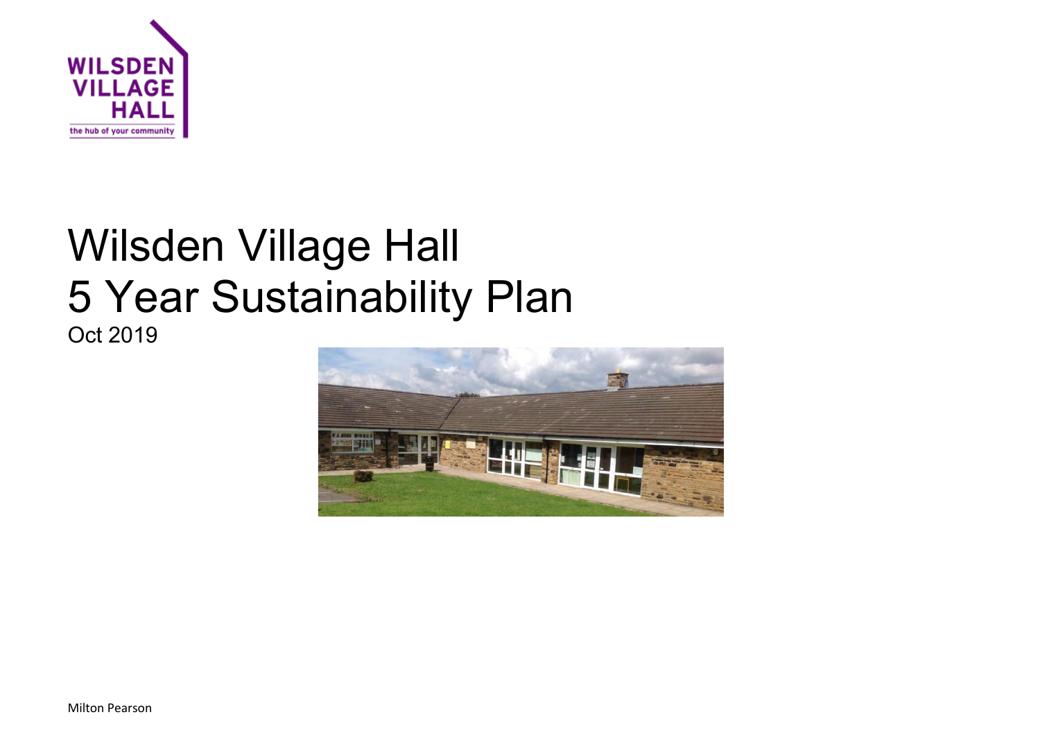# Wilsden Village Hall
# 5 Year Sustainability Plan

Oct 2019

Milton Pearson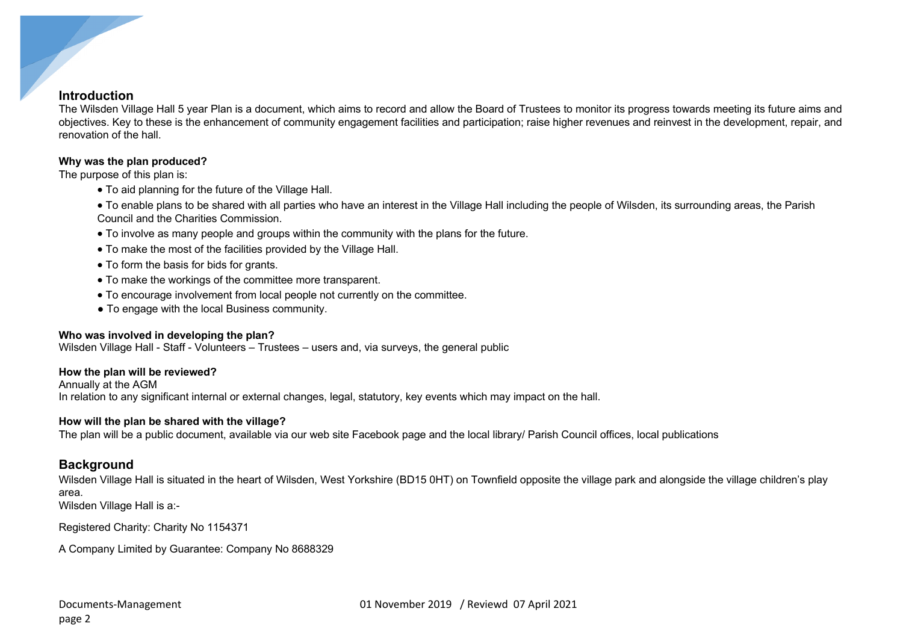## Introduction

The Wilsden Village Hall 5 year Plan is a document, which aims to record and allow the Board of Trustees to monitor its progress towards meeting its future aims and objectives. Key to these is the enhancement of community engagement facilities and participation; raise higher revenues and reinvest in the development, repair, and renovation of the hall.

**Why was the plan produced?**

The purpose of this plan is:

- To aid planning for the future of the Village Hall.
- To enable plans to be shared with all parties who have an interest in the Village Hall including the people of Wilsden, its surrounding areas, the Parish Council and the Charities Commission.
- To involve as many people and groups within the community with the plans for the future.
- To make the most of the facilities provided by the Village Hall.
- To form the basis for bids for grants.
- To make the workings of the committee more transparent.
- To encourage involvement from local people not currently on the committee.
- To engage with the local Business community.

**Who was involved in developing the plan?**

Wilsden Village Hall - Staff - Volunteers – Trustees – users and, via surveys, the general public

**How the plan will be reviewed?**

Annually at the AGM

In relation to any significant internal or external changes, legal, statutory, key events which may impact on the hall.

**How will the plan be shared with the village?**

The plan will be a public document, available via our web site Facebook page and the local library/ Parish Council offices, local publications

## Background

Wilsden Village Hall is situated in the heart of Wilsden, West Yorkshire (BD15 0HT) on Townfield opposite the village park and alongside the village children's play area.

Wilsden Village Hall is a:-

Registered Charity: Charity No 1154371

A Company Limited by Guarantee: Company No 8688329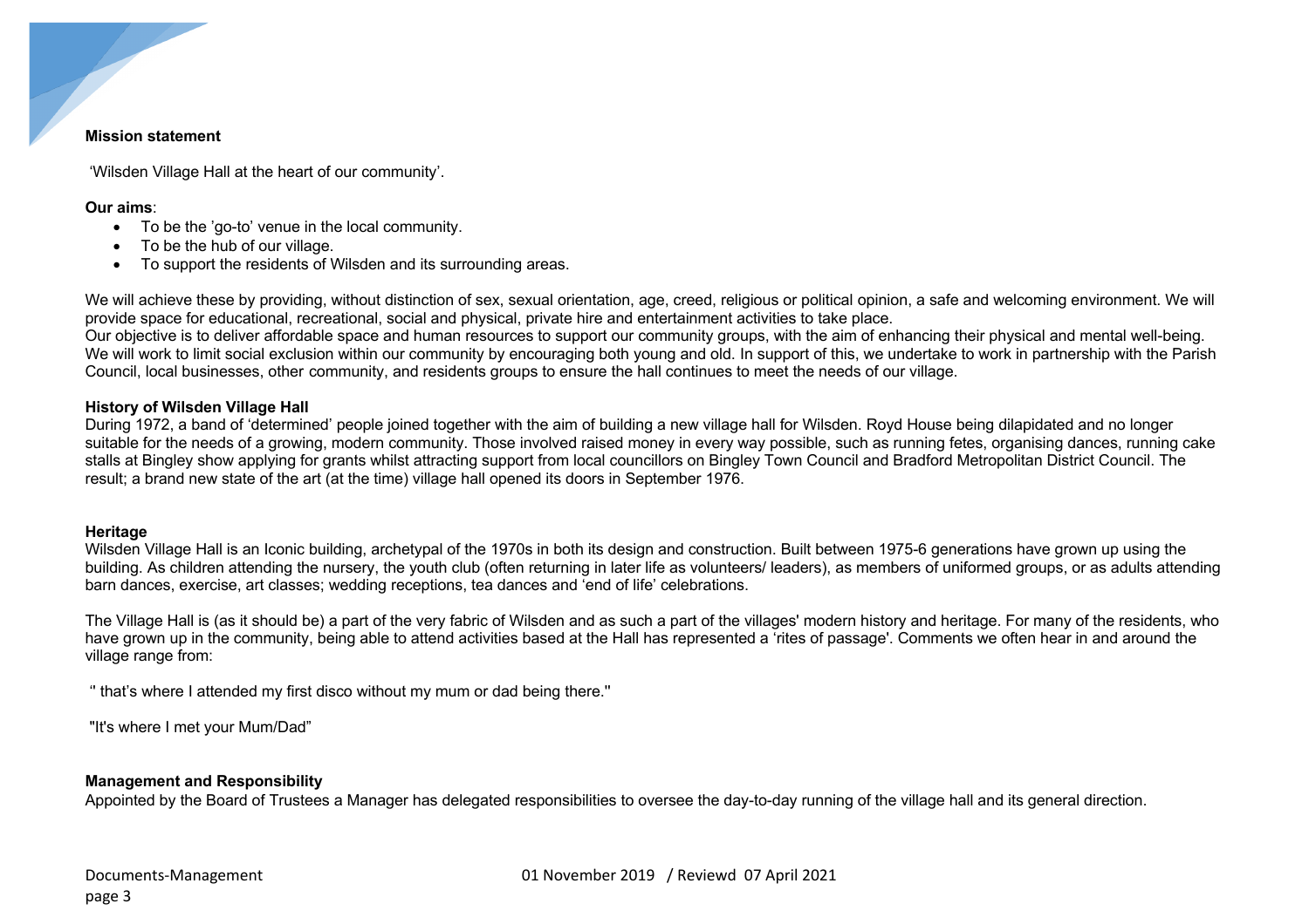**Mission statement**

'Wilsden Village Hall at the heart of our community'.

**Our aims**:

- To be the 'go-to' venue in the local community.
- To be the hub of our village.
- To support the residents of Wilsden and its surrounding areas.

We will achieve these by providing, without distinction of sex, sexual orientation, age, creed, religious or political opinion, a safe and welcoming environment. We will provide space for educational, recreational, social and physical, private hire and entertainment activities to take place.
Our objective is to deliver affordable space and human resources to support our community groups, with the aim of enhancing their physical and mental well-being. We will work to limit social exclusion within our community by encouraging both young and old. In support of this, we undertake to work in partnership with the Parish Council, local businesses, other community, and residents groups to ensure the hall continues to meet the needs of our village.

**History of Wilsden Village Hall**

During 1972, a band of 'determined' people joined together with the aim of building a new village hall for Wilsden. Royd House being dilapidated and no longer suitable for the needs of a growing, modern community. Those involved raised money in every way possible, such as running fetes, organising dances, running cake stalls at Bingley show applying for grants whilst attracting support from local councillors on Bingley Town Council and Bradford Metropolitan District Council. The result; a brand new state of the art (at the time) village hall opened its doors in September 1976.

**Heritage**

Wilsden Village Hall is an Iconic building, archetypal of the 1970s in both its design and construction. Built between 1975-6 generations have grown up using the building. As children attending the nursery, the youth club (often returning in later life as volunteers/ leaders), as members of uniformed groups, or as adults attending barn dances, exercise, art classes; wedding receptions, tea dances and 'end of life' celebrations.

The Village Hall is (as it should be) a part of the very fabric of Wilsden and as such a part of the villages' modern history and heritage. For many of the residents, who have grown up in the community, being able to attend activities based at the Hall has represented a 'rites of passage'. Comments we often hear in and around the village range from:

'' that's where I attended my first disco without my mum or dad being there.''

"It's where I met your Mum/Dad"

**Management and Responsibility**

Appointed by the Board of Trustees a Manager has delegated responsibilities to oversee the day-to-day running of the village hall and its general direction.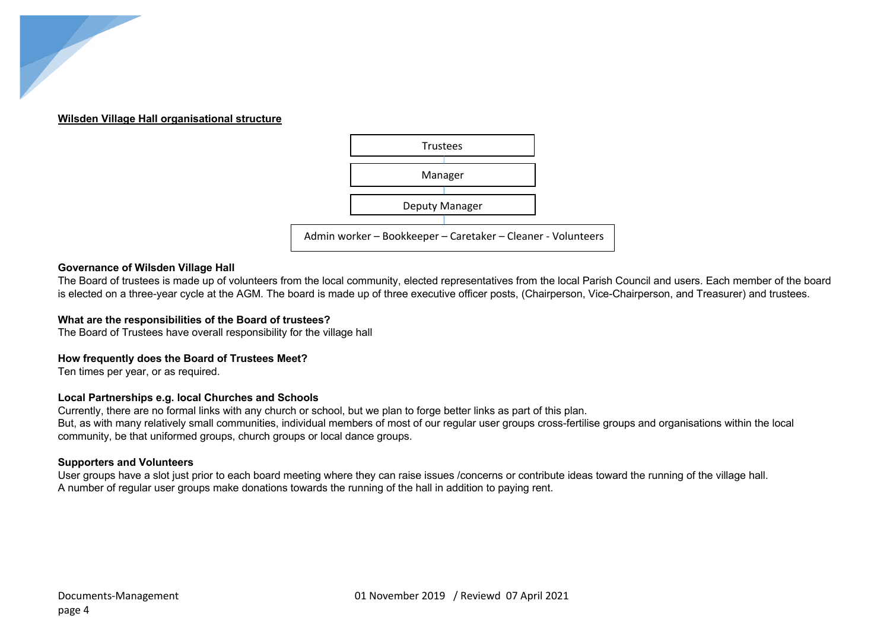**Wilsden Village Hall organisational structure**

Trustees

Manager

Deputy Manager

Admin worker – Bookkeeper – Caretaker – Cleaner - Volunteers

**Governance of Wilsden Village Hall**

The Board of trustees is made up of volunteers from the local community, elected representatives from the local Parish Council and users. Each member of the board is elected on a three-year cycle at the AGM. The board is made up of three executive officer posts, (Chairperson, Vice-Chairperson, and Treasurer) and trustees.

**What are the responsibilities of the Board of trustees?**

The Board of Trustees have overall responsibility for the village hall

**How frequently does the Board of Trustees Meet?**

Ten times per year, or as required.

**Local Partnerships e.g. local Churches and Schools**

Currently, there are no formal links with any church or school, but we plan to forge better links as part of this plan.

But, as with many relatively small communities, individual members of most of our regular user groups cross-fertilise groups and organisations within the local community, be that uniformed groups, church groups or local dance groups.

**Supporters and Volunteers**

User groups have a slot just prior to each board meeting where they can raise issues /concerns or contribute ideas toward the running of the village hall.

A number of regular user groups make donations towards the running of the hall in addition to paying rent.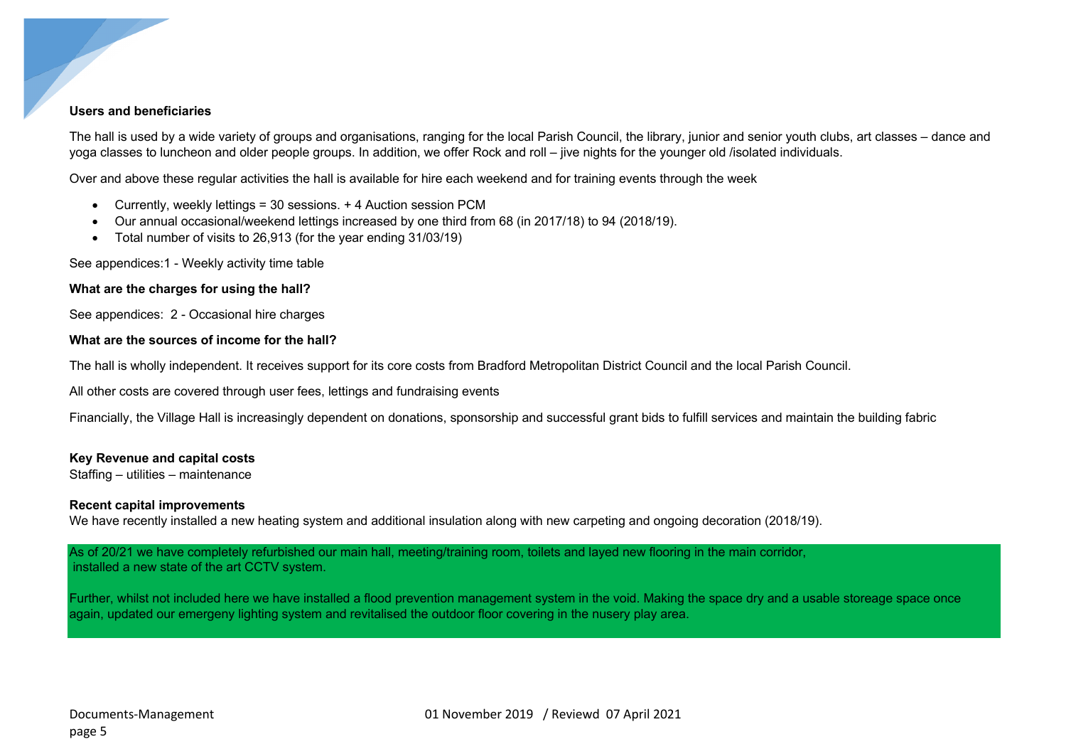**Users and beneficiaries**

The hall is used by a wide variety of groups and organisations, ranging for the local Parish Council, the library, junior and senior youth clubs, art classes – dance and yoga classes to luncheon and older people groups. In addition, we offer Rock and roll – jive nights for the younger old /isolated individuals.

Over and above these regular activities the hall is available for hire each weekend and for training events through the week

- Currently, weekly lettings = 30 sessions. + 4 Auction session PCM
- Our annual occasional/weekend lettings increased by one third from 68 (in 2017/18) to 94 (2018/19).
- Total number of visits to 26,913 (for the year ending 31/03/19)

See appendices:1 - Weekly activity time table

**What are the charges for using the hall?**

See appendices: 2 - Occasional hire charges

**What are the sources of income for the hall?**

The hall is wholly independent. It receives support for its core costs from Bradford Metropolitan District Council and the local Parish Council.

All other costs are covered through user fees, lettings and fundraising events

Financially, the Village Hall is increasingly dependent on donations, sponsorship and successful grant bids to fulfill services and maintain the building fabric

**Key Revenue and capital costs**
Staffing – utilities – maintenance

**Recent capital improvements**
We have recently installed a new heating system and additional insulation along with new carpeting and ongoing decoration (2018/19).

As of 20/21 we have completely refurbished our main hall, meeting/training room, toilets and layed new flooring in the main corridor, installed a new state of the art CCTV system.

Further, whilst not included here we have installed a flood prevention management system in the void. Making the space dry and a usable storeage space once again, updated our emergeny lighting system and revitalised the outdoor floor covering in the nusery play area.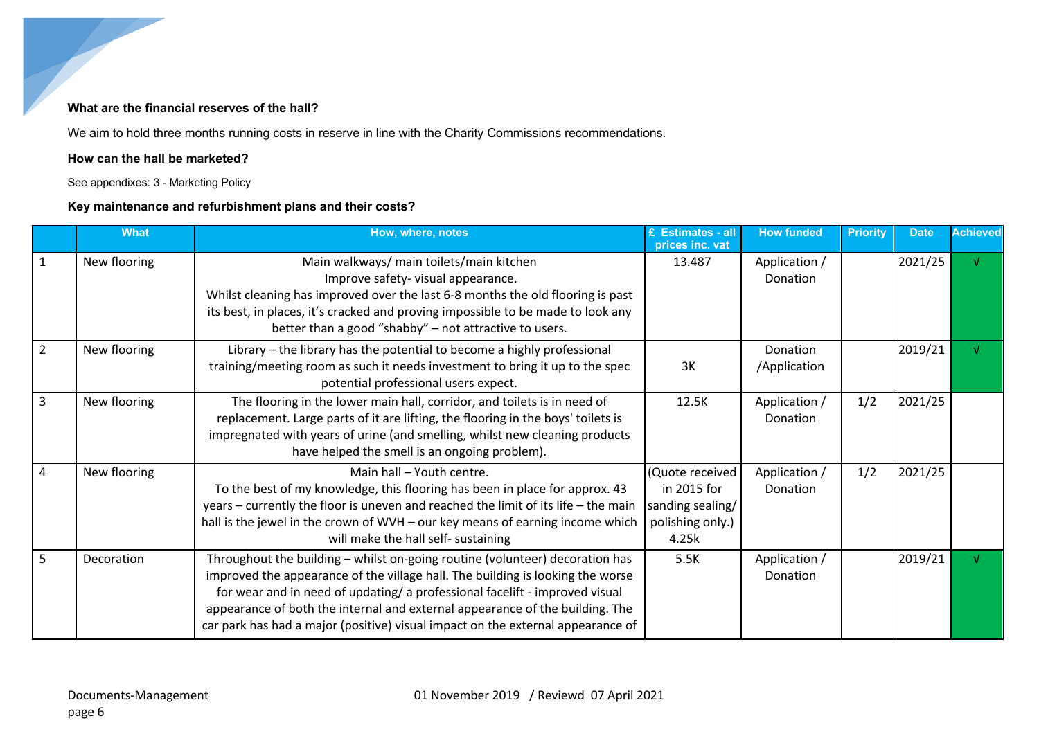**What are the financial reserves of the hall?**

We aim to hold three months running costs in reserve in line with the Charity Commissions recommendations.

**How can the hall be marketed?**

See appendixes: 3 - Marketing Policy

**Key maintenance and refurbishment plans and their costs?**

| | What | How, where, notes | £ Estimates - all prices inc. vat | How funded | Priority | Date | Achieved |
|---|---|---|---|---|---|---|---|
| 1 | New flooring | Main walkways/ main toilets/main kitchen Improve safety- visual appearance. Whilst cleaning has improved over the last 6-8 months the old flooring is past its best, in places, it's cracked and proving impossible to be made to look any better than a good "shabby" – not attractive to users. | 13.487 | Application / Donation | | 2021/25 | √ |
| 2 | New flooring | Library – the library has the potential to become a highly professional training/meeting room as such it needs investment to bring it up to the spec potential professional users expect. | 3K | Donation /Application | | 2019/21 | √ |
| 3 | New flooring | The flooring in the lower main hall, corridor, and toilets is in need of replacement. Large parts of it are lifting, the flooring in the boys' toilets is impregnated with years of urine (and smelling, whilst new cleaning products have helped the smell is an ongoing problem). | 12.5K | Application / Donation | 1/2 | 2021/25 | |
| 4 | New flooring | Main hall – Youth centre. To the best of my knowledge, this flooring has been in place for approx. 43 years – currently the floor is uneven and reached the limit of its life – the main hall is the jewel in the crown of WVH – our key means of earning income which will make the hall self- sustaining | (Quote received in 2015 for sanding sealing/ polishing only.) 4.25k | Application / Donation | 1/2 | 2021/25 | |
| 5 | Decoration | Throughout the building – whilst on-going routine (volunteer) decoration has improved the appearance of the village hall. The building is looking the worse for wear and in need of updating/ a professional facelift - improved visual appearance of both the internal and external appearance of the building. The car park has had a major (positive) visual impact on the external appearance of | 5.5K | Application / Donation | | 2019/21 | √ |

Documents-Management 01 November 2019 / Reviewd 07 April 2021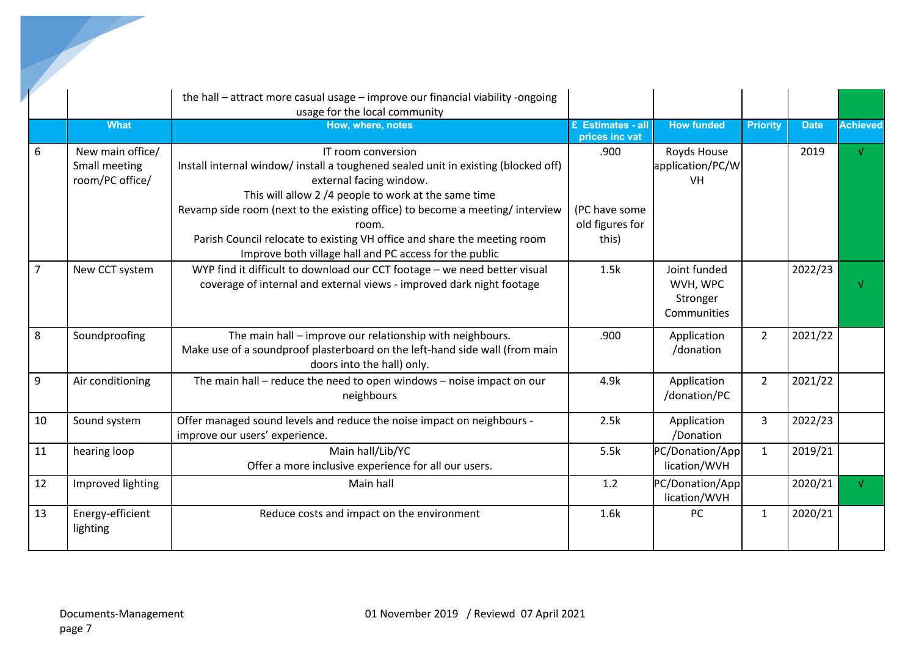| | | the hall – attract more casual usage – improve our financial viability -ongoing usage for the local community | | | | | |
|---|---|---|---|---|---|---|---|
| | **What** | **How, where, notes** | **£ Estimates - all prices inc vat** | **How funded** | **Priority** | **Date** | **Achieved** |
| 6 | New main office/ Small meeting room/PC office/ | IT room conversion<br>Install internal window/ install a toughened sealed unit in existing (blocked off) external facing window.<br>This will allow 2 /4 people to work at the same time<br>Revamp side room (next to the existing office) to become a meeting/ interview room.<br>Parish Council relocate to existing VH office and share the meeting room<br>Improve both village hall and PC access for the public | .900<br><br>(PC have some old figures for this) | Royds House application/PC/WVH | | 2019 | √ |
| 7 | New CCT system | WYP find it difficult to download our CCT footage – we need better visual coverage of internal and external views - improved dark night footage | 1.5k | Joint funded WVH, WPC Stronger Communities | | 2022/23 | √ |
| 8 | Soundproofing | The main hall – improve our relationship with neighbours.<br>Make use of a soundproof plasterboard on the left-hand side wall (from main doors into the hall) only. | .900 | Application /donation | 2 | 2021/22 | |
| 9 | Air conditioning | The main hall – reduce the need to open windows – noise impact on our neighbours | 4.9k | Application /donation/PC | 2 | 2021/22 | |
| 10 | Sound system | Offer managed sound levels and reduce the noise impact on neighbours - improve our users' experience. | 2.5k | Application /Donation | 3 | 2022/23 | |
| 11 | hearing loop | Main hall/Lib/YC<br>Offer a more inclusive experience for all our users. | 5.5k | PC/Donation/Application/WVH | 1 | 2019/21 | |
| 12 | Improved lighting | Main hall | 1.2 | PC/Donation/Application/WVH | | 2020/21 | √ |
| 13 | Energy-efficient lighting | Reduce costs and impact on the environment | 1.6k | PC | 1 | 2020/21 | |

Documents-Management 01 November 2019 / Reviewd 07 April 2021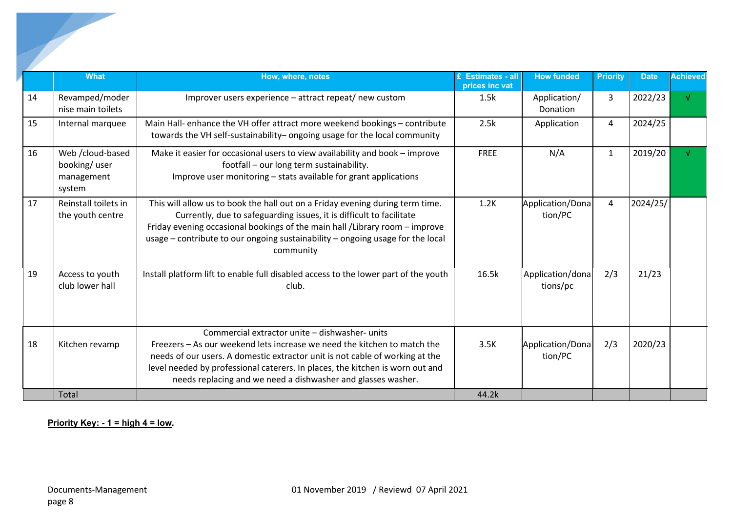| | What | How, where, notes | £ Estimates - all prices inc vat | How funded | Priority | Date | Achieved |
|---|---|---|---|---|---|---|---|
| 14 | Revamped/modernise main toilets | Improver users experience – attract repeat/ new custom | 1.5k | Application/ Donation | 3 | 2022/23 | √ |
| 15 | Internal marquee | Main Hall- enhance the VH offer attract more weekend bookings – contribute towards the VH self-sustainability– ongoing usage for the local community | 2.5k | Application | 4 | 2024/25 | |
| 16 | Web /cloud-based booking/ user management system | Make it easier for occasional users to view availability and book – improve footfall – our long term sustainability.<br>Improve user monitoring – stats available for grant applications | FREE | N/A | 1 | 2019/20 | √ |
| 17 | Reinstall toilets in the youth centre | This will allow us to book the hall out on a Friday evening during term time. Currently, due to safeguarding issues, it is difficult to facilitate Friday evening occasional bookings of the main hall /Library room – improve usage – contribute to our ongoing sustainability – ongoing usage for the local community | 1.2K | Application/Donation/PC | 4 | 2024/25/ | |
| 19 | Access to youth club lower hall | Install platform lift to enable full disabled access to the lower part of the youth club. | 16.5k | Application/donations/pc | 2/3 | 21/23 | |
| 18 | Kitchen revamp | Commercial extractor unite – dishwasher- units<br>Freezers – As our weekend lets increase we need the kitchen to match the needs of our users. A domestic extractor unit is not cable of working at the level needed by professional caterers. In places, the kitchen is worn out and needs replacing and we need a dishwasher and glasses washer. | 3.5K | Application/Donation/PC | 2/3 | 2020/23 | |
| | Total | | 44.2k | | | | |

**Priority Key: - 1 = high 4 = low.**

Documents-Management 01 November 2019 / Reviewd 07 April 2021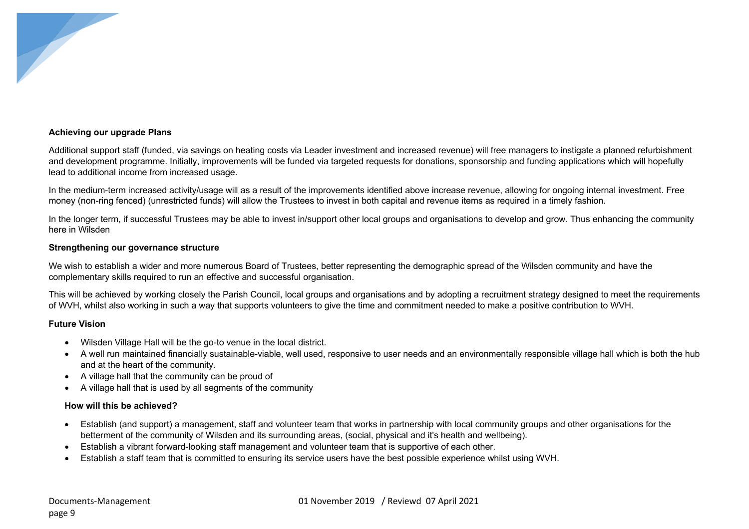**Achieving our upgrade Plans**

Additional support staff (funded, via savings on heating costs via Leader investment and increased revenue) will free managers to instigate a planned refurbishment and development programme. Initially, improvements will be funded via targeted requests for donations, sponsorship and funding applications which will hopefully lead to additional income from increased usage.

In the medium-term increased activity/usage will as a result of the improvements identified above increase revenue, allowing for ongoing internal investment. Free money (non-ring fenced) (unrestricted funds) will allow the Trustees to invest in both capital and revenue items as required in a timely fashion.

In the longer term, if successful Trustees may be able to invest in/support other local groups and organisations to develop and grow. Thus enhancing the community here in Wilsden

**Strengthening our governance structure**

We wish to establish a wider and more numerous Board of Trustees, better representing the demographic spread of the Wilsden community and have the complementary skills required to run an effective and successful organisation.

This will be achieved by working closely the Parish Council, local groups and organisations and by adopting a recruitment strategy designed to meet the requirements of WVH, whilst also working in such a way that supports volunteers to give the time and commitment needed to make a positive contribution to WVH.

**Future Vision**

- Wilsden Village Hall will be the go-to venue in the local district.
- A well run maintained financially sustainable-viable, well used, responsive to user needs and an environmentally responsible village hall which is both the hub and at the heart of the community.
- A village hall that the community can be proud of
- A village hall that is used by all segments of the community

**How will this be achieved?**

- Establish (and support) a management, staff and volunteer team that works in partnership with local community groups and other organisations for the betterment of the community of Wilsden and its surrounding areas, (social, physical and it's health and wellbeing).
- Establish a vibrant forward-looking staff management and volunteer team that is supportive of each other.
- Establish a staff team that is committed to ensuring its service users have the best possible experience whilst using WVH.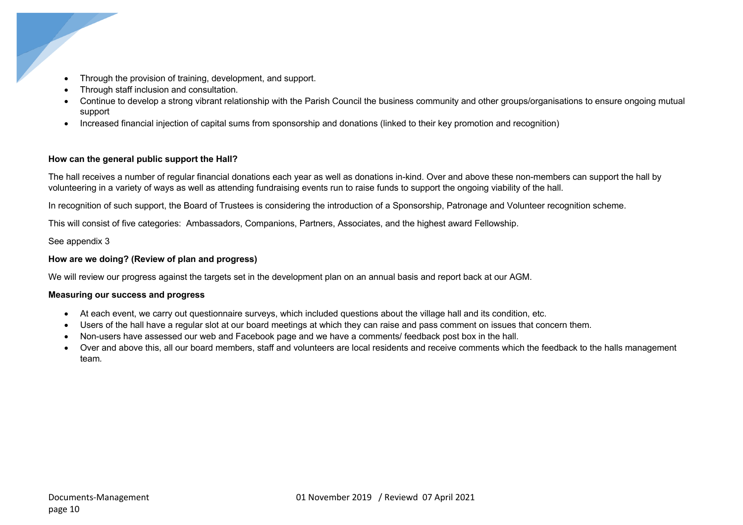- Through the provision of training, development, and support.
- Through staff inclusion and consultation.
- Continue to develop a strong vibrant relationship with the Parish Council the business community and other groups/organisations to ensure ongoing mutual support
- Increased financial injection of capital sums from sponsorship and donations (linked to their key promotion and recognition)

**How can the general public support the Hall?**

The hall receives a number of regular financial donations each year as well as donations in-kind. Over and above these non-members can support the hall by volunteering in a variety of ways as well as attending fundraising events run to raise funds to support the ongoing viability of the hall.

In recognition of such support, the Board of Trustees is considering the introduction of a Sponsorship, Patronage and Volunteer recognition scheme.

This will consist of five categories: Ambassadors, Companions, Partners, Associates, and the highest award Fellowship.

See appendix 3

**How are we doing? (Review of plan and progress)**

We will review our progress against the targets set in the development plan on an annual basis and report back at our AGM.

**Measuring our success and progress**

- At each event, we carry out questionnaire surveys, which included questions about the village hall and its condition, etc.
- Users of the hall have a regular slot at our board meetings at which they can raise and pass comment on issues that concern them.
- Non-users have assessed our web and Facebook page and we have a comments/ feedback post box in the hall.
- Over and above this, all our board members, staff and volunteers are local residents and receive comments which the feedback to the halls management team.